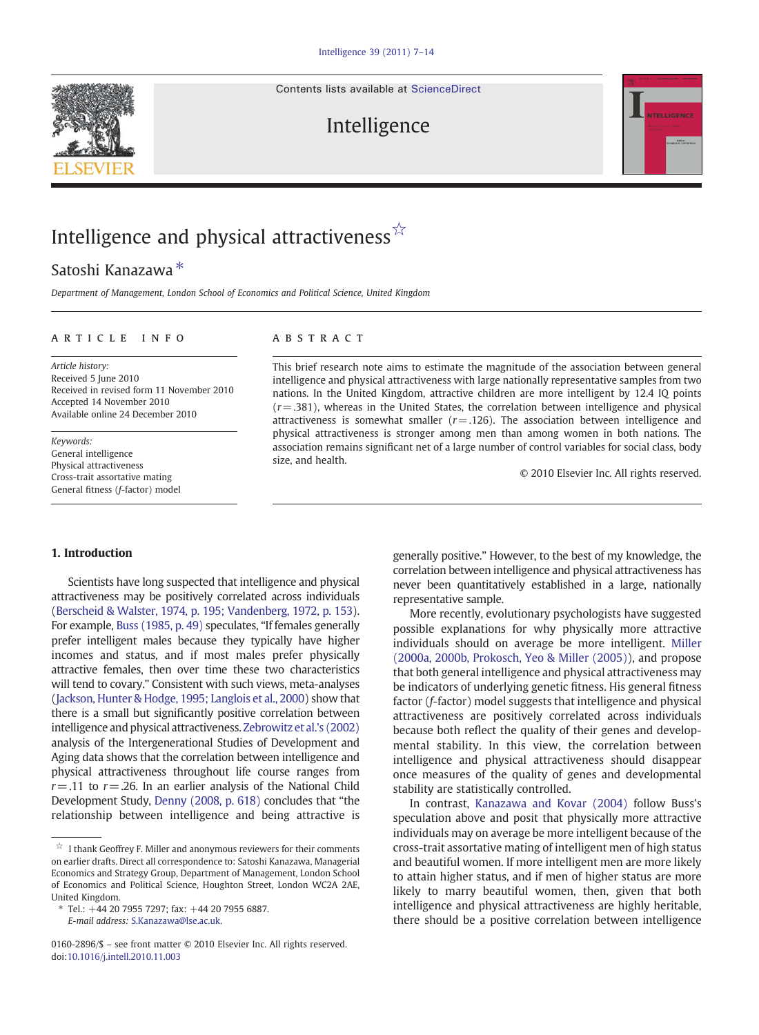Contents lists available at ScienceDirect

# Intelligence

# Intelligence and physical attractiveness ☆

Satoshi Kanazawa *

*Department of Management, London School of Economics and Political Science, United Kingdom*

## ARTICLE INFO

*Article history:*
Received 5 June 2010
Received in revised form 11 November 2010
Accepted 14 November 2010
Available online 24 December 2010

*Keywords:*
General intelligence
Physical attractiveness
Cross-trait assortative mating
General fitness (*f*-factor) model

## ABSTRACT

This brief research note aims to estimate the magnitude of the association between general intelligence and physical attractiveness with large nationally representative samples from two nations. In the United Kingdom, attractive children are more intelligent by 12.4 IQ points ($r = .381$), whereas in the United States, the correlation between intelligence and physical attractiveness is somewhat smaller ($r = .126$). The association between intelligence and physical attractiveness is stronger among men than among women in both nations. The association remains significant net of a large number of control variables for social class, body size, and health.

© 2010 Elsevier Inc. All rights reserved.

## 1. Introduction

Scientists have long suspected that intelligence and physical attractiveness may be positively correlated across individuals (Berscheid & Walster, 1974, p. 195; Vandenberg, 1972, p. 153). For example, Buss (1985, p. 49) speculates, "If females generally prefer intelligent males because they typically have higher incomes and status, and if most males prefer physically attractive females, then over time these two characteristics will tend to covary." Consistent with such views, meta-analyses (Jackson, Hunter & Hodge, 1995; Langlois et al., 2000) show that there is a small but significantly positive correlation between intelligence and physical attractiveness. Zebrowitz et al.'s (2002) analysis of the Intergenerational Studies of Development and Aging data shows that the correlation between intelligence and physical attractiveness throughout life course ranges from $r = .11$ to $r = .26$. In an earlier analysis of the National Child Development Study, Denny (2008, p. 618) concludes that "the relationship between intelligence and being attractive is generally positive." However, to the best of my knowledge, the correlation between intelligence and physical attractiveness has never been quantitatively established in a large, nationally representative sample.

More recently, evolutionary psychologists have suggested possible explanations for why physically more attractive individuals should on average be more intelligent. Miller (2000a, 2000b, Prokosch, Yeo & Miller (2005)), and propose that both general intelligence and physical attractiveness may be indicators of underlying genetic fitness. His general fitness factor (*f*-factor) model suggests that intelligence and physical attractiveness are positively correlated across individuals because both reflect the quality of their genes and developmental stability. In this view, the correlation between intelligence and physical attractiveness should disappear once measures of the quality of genes and developmental stability are statistically controlled.

In contrast, Kanazawa and Kovar (2004) follow Buss's speculation above and posit that physically more attractive individuals may on average be more intelligent because of the cross-trait assortative mating of intelligent men of high status and beautiful women. If more intelligent men are more likely to attain higher status, and if men of higher status are more likely to marry beautiful women, then, given that both intelligence and physical attractiveness are highly heritable, there should be a positive correlation between intelligence

☆ I thank Geoffrey F. Miller and anonymous reviewers for their comments on earlier drafts. Direct all correspondence to: Satoshi Kanazawa, Managerial Economics and Strategy Group, Department of Management, London School of Economics and Political Science, Houghton Street, London WC2A 2AE, United Kingdom.

\* Tel.: +44 20 7955 7297; fax: +44 20 7955 6887.
*E-mail address:* S.Kanazawa@lse.ac.uk.

0160-2896/$ – see front matter © 2010 Elsevier Inc. All rights reserved.
doi:10.1016/j.intell.2010.11.003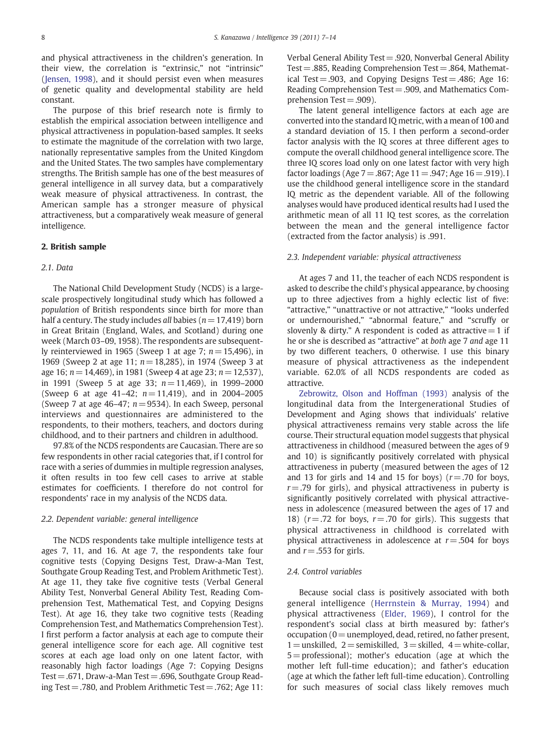and physical attractiveness in the children's generation. In their view, the correlation is "extrinsic," not "intrinsic" (Jensen, 1998), and it should persist even when measures of genetic quality and developmental stability are held constant.

The purpose of this brief research note is firmly to establish the empirical association between intelligence and physical attractiveness in population-based samples. It seeks to estimate the magnitude of the correlation with two large, nationally representative samples from the United Kingdom and the United States. The two samples have complementary strengths. The British sample has one of the best measures of general intelligence in all survey data, but a comparatively weak measure of physical attractiveness. In contrast, the American sample has a stronger measure of physical attractiveness, but a comparatively weak measure of general intelligence.

## 2. British sample

### 2.1. Data

The National Child Development Study (NCDS) is a large-scale prospectively longitudinal study which has followed a *population* of British respondents since birth for more than half a century. The study includes *all* babies ($n = 17{,}419$) born in Great Britain (England, Wales, and Scotland) during one week (March 03–09, 1958). The respondents are subsequently reinterviewed in 1965 (Sweep 1 at age 7; $n = 15{,}496$), in 1969 (Sweep 2 at age 11; $n = 18{,}285$), in 1974 (Sweep 3 at age 16; $n = 14{,}469$), in 1981 (Sweep 4 at age 23; $n = 12{,}537$), in 1991 (Sweep 5 at age 33; $n = 11{,}469$), in 1999–2000 (Sweep 6 at age 41–42; $n = 11{,}419$), and in 2004–2005 (Sweep 7 at age 46–47; $n = 9534$). In each Sweep, personal interviews and questionnaires are administered to the respondents, to their mothers, teachers, and doctors during childhood, and to their partners and children in adulthood.

97.8% of the NCDS respondents are Caucasian. There are so few respondents in other racial categories that, if I control for race with a series of dummies in multiple regression analyses, it often results in too few cell cases to arrive at stable estimates for coefficients. I therefore do not control for respondents' race in my analysis of the NCDS data.

### 2.2. Dependent variable: general intelligence

The NCDS respondents take multiple intelligence tests at ages 7, 11, and 16. At age 7, the respondents take four cognitive tests (Copying Designs Test, Draw-a-Man Test, Southgate Group Reading Test, and Problem Arithmetic Test). At age 11, they take five cognitive tests (Verbal General Ability Test, Nonverbal General Ability Test, Reading Comprehension Test, Mathematical Test, and Copying Designs Test). At age 16, they take two cognitive tests (Reading Comprehension Test, and Mathematics Comprehension Test). I first perform a factor analysis at each age to compute their general intelligence score for each age. All cognitive test scores at each age load only on one latent factor, with reasonably high factor loadings (Age 7: Copying Designs Test = .671, Draw-a-Man Test = .696, Southgate Group Reading Test = .780, and Problem Arithmetic Test = .762; Age 11: Verbal General Ability Test = .920, Nonverbal General Ability Test = .885, Reading Comprehension Test = .864, Mathematical Test = .903, and Copying Designs Test = .486; Age 16: Reading Comprehension Test = .909, and Mathematics Comprehension Test = .909).

The latent general intelligence factors at each age are converted into the standard IQ metric, with a mean of 100 and a standard deviation of 15. I then perform a second-order factor analysis with the IQ scores at three different ages to compute the overall childhood general intelligence score. The three IQ scores load only on one latest factor with very high factor loadings (Age 7 = .867; Age 11 = .947; Age 16 = .919). I use the childhood general intelligence score in the standard IQ metric as the dependent variable. All of the following analyses would have produced identical results had I used the arithmetic mean of all 11 IQ test scores, as the correlation between the mean and the general intelligence factor (extracted from the factor analysis) is .991.

### 2.3. Independent variable: physical attractiveness

At ages 7 and 11, the teacher of each NCDS respondent is asked to describe the child's physical appearance, by choosing up to three adjectives from a highly eclectic list of five: "attractive," "unattractive or not attractive," "looks underfed or undernourished," "abnormal feature," and "scruffy or slovenly & dirty." A respondent is coded as attractive = 1 if he or she is described as "attractive" at *both* age 7 *and* age 11 by two different teachers, 0 otherwise. I use this binary measure of physical attractiveness as the independent variable. 62.0% of all NCDS respondents are coded as attractive.

Zebrowitz, Olson and Hoffman (1993) analysis of the longitudinal data from the Intergenerational Studies of Development and Aging shows that individuals' relative physical attractiveness remains very stable across the life course. Their structural equation model suggests that physical attractiveness in childhood (measured between the ages of 9 and 10) is significantly positively correlated with physical attractiveness in puberty (measured between the ages of 12 and 13 for girls and 14 and 15 for boys) ($r = .70$ for boys, $r = .79$ for girls), and physical attractiveness in puberty is significantly positively correlated with physical attractiveness in adolescence (measured between the ages of 17 and 18) ($r = .72$ for boys, $r = .70$ for girls). This suggests that physical attractiveness in childhood is correlated with physical attractiveness in adolescence at $r = .504$ for boys and $r = .553$ for girls.

### 2.4. Control variables

Because social class is positively associated with both general intelligence (Herrnstein & Murray, 1994) and physical attractiveness (Elder, 1969), I control for the respondent's social class at birth measured by: father's occupation (0 = unemployed, dead, retired, no father present, 1 = unskilled, 2 = semiskilled, 3 = skilled, 4 = white-collar, 5 = professional); mother's education (age at which the mother left full-time education); and father's education (age at which the father left full-time education). Controlling for such measures of social class likely removes much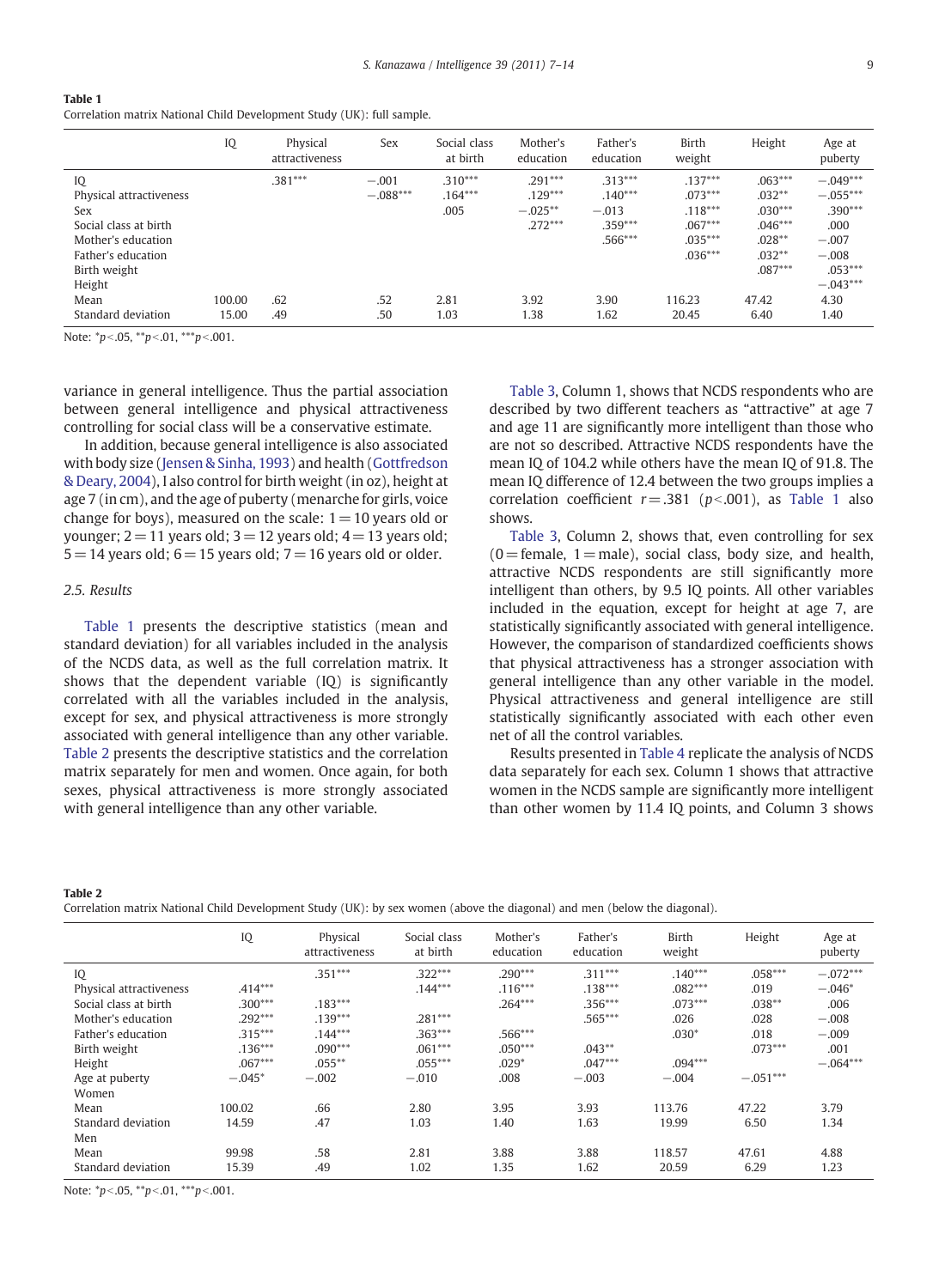**Table 1**
Correlation matrix National Child Development Study (UK): full sample.

| | IQ | Physical attractiveness | Sex | Social class at birth | Mother's education | Father's education | Birth weight | Height | Age at puberty |
|---|---|---|---|---|---|---|---|---|---|
| IQ | | .381*** | −.001 | .310*** | .291*** | .313*** | .137*** | .063*** | −.049*** |
| Physical attractiveness | | | −.088*** | .164*** | .129*** | .140*** | .073*** | .032** | −.055*** |
| Sex | | | | .005 | −.025** | −.013 | .118*** | .030*** | .390*** |
| Social class at birth | | | | | .272*** | .359*** | .067*** | .046*** | .000 |
| Mother's education | | | | | | .566*** | .035*** | .028** | −.007 |
| Father's education | | | | | | | .036*** | .032** | −.008 |
| Birth weight | | | | | | | | .087*** | .053*** |
| Height | | | | | | | | | −.043*** |
| Mean | 100.00 | .62 | .52 | 2.81 | 3.92 | 3.90 | 116.23 | 47.42 | 4.30 |
| Standard deviation | 15.00 | .49 | .50 | 1.03 | 1.38 | 1.62 | 20.45 | 6.40 | 1.40 |

Note: \*$p<.05$, \*\*$p<.01$, \*\*\*$p<.001$.

variance in general intelligence. Thus the partial association between general intelligence and physical attractiveness controlling for social class will be a conservative estimate.

In addition, because general intelligence is also associated with body size (Jensen & Sinha, 1993) and health (Gottfredson & Deary, 2004), I also control for birth weight (in oz), height at age 7 (in cm), and the age of puberty (menarche for girls, voice change for boys), measured on the scale: 1 = 10 years old or younger; 2 = 11 years old; 3 = 12 years old; 4 = 13 years old; 5 = 14 years old; 6 = 15 years old; 7 = 16 years old or older.

### 2.5. Results

Table 1 presents the descriptive statistics (mean and standard deviation) for all variables included in the analysis of the NCDS data, as well as the full correlation matrix. It shows that the dependent variable (IQ) is significantly correlated with all the variables included in the analysis, except for sex, and physical attractiveness is more strongly associated with general intelligence than any other variable. Table 2 presents the descriptive statistics and the correlation matrix separately for men and women. Once again, for both sexes, physical attractiveness is more strongly associated with general intelligence than any other variable.

Table 3, Column 1, shows that NCDS respondents who are described by two different teachers as "attractive" at age 7 and age 11 are significantly more intelligent than those who are not so described. Attractive NCDS respondents have the mean IQ of 104.2 while others have the mean IQ of 91.8. The mean IQ difference of 12.4 between the two groups implies a correlation coefficient $r = .381$ ($p < .001$), as Table 1 also shows.

Table 3, Column 2, shows that, even controlling for sex (0 = female, 1 = male), social class, body size, and health, attractive NCDS respondents are still significantly more intelligent than others, by 9.5 IQ points. All other variables included in the equation, except for height at age 7, are statistically significantly associated with general intelligence. However, the comparison of standardized coefficients shows that physical attractiveness has a stronger association with general intelligence than any other variable in the model. Physical attractiveness and general intelligence are still statistically significantly associated with each other even net of all the control variables.

Results presented in Table 4 replicate the analysis of NCDS data separately for each sex. Column 1 shows that attractive women in the NCDS sample are significantly more intelligent than other women by 11.4 IQ points, and Column 3 shows

**Table 2**
Correlation matrix National Child Development Study (UK): by sex women (above the diagonal) and men (below the diagonal).

| | IQ | Physical attractiveness | Social class at birth | Mother's education | Father's education | Birth weight | Height | Age at puberty |
|---|---|---|---|---|---|---|---|---|
| IQ | | .351*** | .322*** | .290*** | .311*** | .140*** | .058*** | −.072*** |
| Physical attractiveness | .414*** | | .144*** | .116*** | .138*** | .082*** | .019 | −.046* |
| Social class at birth | .300*** | .183*** | | .264*** | .356*** | .073*** | .038** | .006 |
| Mother's education | .292*** | .139*** | .281*** | | .565*** | .026 | .028 | −.008 |
| Father's education | .315*** | .144*** | .363*** | .566*** | | .030* | .018 | −.009 |
| Birth weight | .136*** | .090*** | .061*** | .050*** | .043** | | .073*** | .001 |
| Height | .067*** | .055** | .055*** | .029* | .047*** | .094*** | | −.064*** |
| Age at puberty | −.045* | −.002 | −.010 | .008 | −.003 | −.004 | −.051*** | |
| Women | | | | | | | | |
| Mean | 100.02 | .66 | 2.80 | 3.95 | 3.93 | 113.76 | 47.22 | 3.79 |
| Standard deviation | 14.59 | .47 | 1.03 | 1.40 | 1.63 | 19.99 | 6.50 | 1.34 |
| Men | | | | | | | | |
| Mean | 99.98 | .58 | 2.81 | 3.88 | 3.88 | 118.57 | 47.61 | 4.88 |
| Standard deviation | 15.39 | .49 | 1.02 | 1.35 | 1.62 | 20.59 | 6.29 | 1.23 |

Note: \*$p<.05$, \*\*$p<.01$, \*\*\*$p<.001$.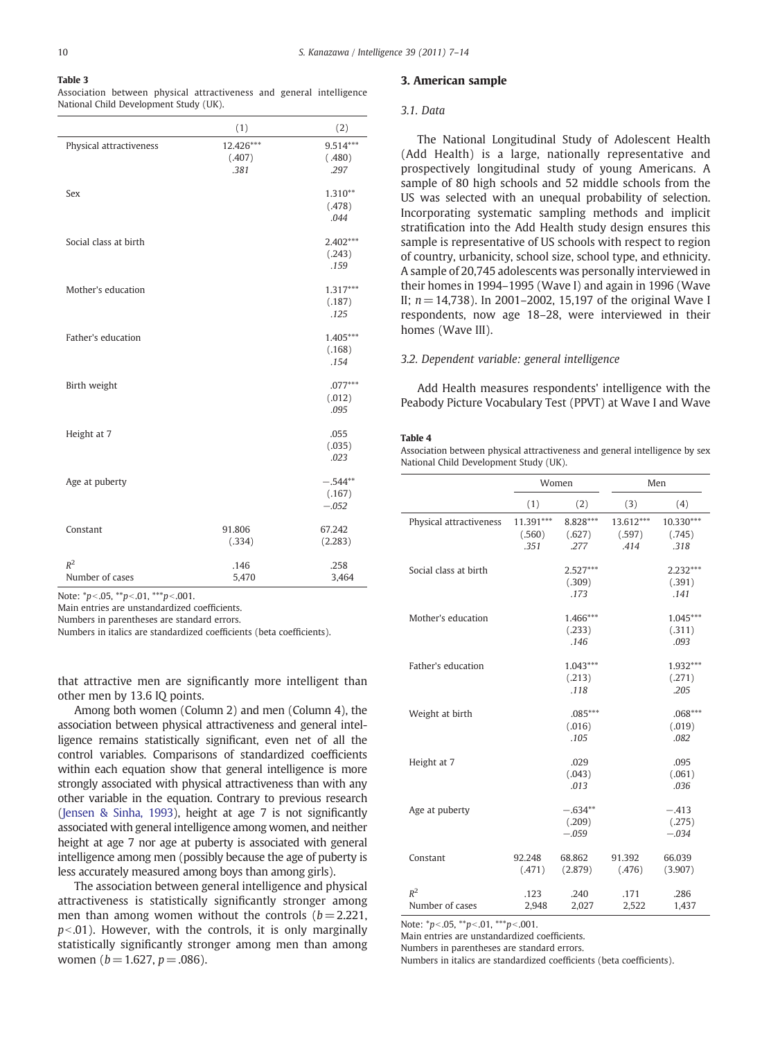**Table 3**
Association between physical attractiveness and general intelligence National Child Development Study (UK).

| | (1) | (2) |
|---|---|---|
| Physical attractiveness | 12.426*** | 9.514*** |
| | (.407) | (.480) |
| | *.381* | *.297* |
| Sex | | 1.310** |
| | | (.478) |
| | | *.044* |
| Social class at birth | | 2.402*** |
| | | (.243) |
| | | *.159* |
| Mother's education | | 1.317*** |
| | | (.187) |
| | | *.125* |
| Father's education | | 1.405*** |
| | | (.168) |
| | | *.154* |
| Birth weight | | .077*** |
| | | (.012) |
| | | *.095* |
| Height at 7 | | .055 |
| | | (.035) |
| | | *.023* |
| Age at puberty | | −.544** |
| | | (.167) |
| | | *−.052* |
| Constant | 91.806 | 67.242 |
| | (.334) | (2.283) |
| $R^2$ | .146 | .258 |
| Number of cases | 5,470 | 3,464 |

Note: *$p<.05$, **$p<.01$, ***$p<.001$.
Main entries are unstandardized coefficients.
Numbers in parentheses are standard errors.
Numbers in italics are standardized coefficients (beta coefficients).

that attractive men are significantly more intelligent than other men by 13.6 IQ points.

Among both women (Column 2) and men (Column 4), the association between physical attractiveness and general intelligence remains statistically significant, even net of all the control variables. Comparisons of standardized coefficients within each equation show that general intelligence is more strongly associated with physical attractiveness than with any other variable in the equation. Contrary to previous research (Jensen & Sinha, 1993), height at age 7 is not significantly associated with general intelligence among women, and neither height at age 7 nor age at puberty is associated with general intelligence among men (possibly because the age of puberty is less accurately measured among boys than among girls).

The association between general intelligence and physical attractiveness is statistically significantly stronger among men than among women without the controls ($b=2.221$, $p<.01$). However, with the controls, it is only marginally statistically significantly stronger among men than among women ($b=1.627$, $p=.086$).

## 3. American sample

### 3.1. Data

The National Longitudinal Study of Adolescent Health (Add Health) is a large, nationally representative and prospectively longitudinal study of young Americans. A sample of 80 high schools and 52 middle schools from the US was selected with an unequal probability of selection. Incorporating systematic sampling methods and implicit stratification into the Add Health study design ensures this sample is representative of US schools with respect to region of country, urbanicity, school size, school type, and ethnicity. A sample of 20,745 adolescents was personally interviewed in their homes in 1994–1995 (Wave I) and again in 1996 (Wave II; $n=14{,}738$). In 2001–2002, 15,197 of the original Wave I respondents, now age 18–28, were interviewed in their homes (Wave III).

### 3.2. Dependent variable: general intelligence

Add Health measures respondents' intelligence with the Peabody Picture Vocabulary Test (PPVT) at Wave I and Wave

**Table 4**
Association between physical attractiveness and general intelligence by sex National Child Development Study (UK).

| | Women | | Men | |
|---|---|---|---|---|
| | (1) | (2) | (3) | (4) |
| Physical attractiveness | 11.391*** | 8.828*** | 13.612*** | 10.330*** |
| | (.560) | (.627) | (.597) | (.745) |
| | *.351* | *.277* | *.414* | *.318* |
| Social class at birth | | 2.527*** | | 2.232*** |
| | | (.309) | | (.391) |
| | | *.173* | | *.141* |
| Mother's education | | 1.466*** | | 1.045*** |
| | | (.233) | | (.311) |
| | | *.146* | | *.093* |
| Father's education | | 1.043*** | | 1.932*** |
| | | (.213) | | (.271) |
| | | *.118* | | *.205* |
| Weight at birth | | .085*** | | .068*** |
| | | (.016) | | (.019) |
| | | *.105* | | *.082* |
| Height at 7 | | .029 | | .095 |
| | | (.043) | | (.061) |
| | | *.013* | | *.036* |
| Age at puberty | | −.634** | | −.413 |
| | | (.209) | | (.275) |
| | | *−.059* | | *−.034* |
| Constant | 92.248 | 68.862 | 91.392 | 66.039 |
| | (.471) | (2.879) | (.476) | (3.907) |
| $R^2$ | .123 | .240 | .171 | .286 |
| Number of cases | 2,948 | 2,027 | 2,522 | 1,437 |

Note: *$p<.05$, **$p<.01$, ***$p<.001$.
Main entries are unstandardized coefficients.
Numbers in parentheses are standard errors.
Numbers in italics are standardized coefficients (beta coefficients).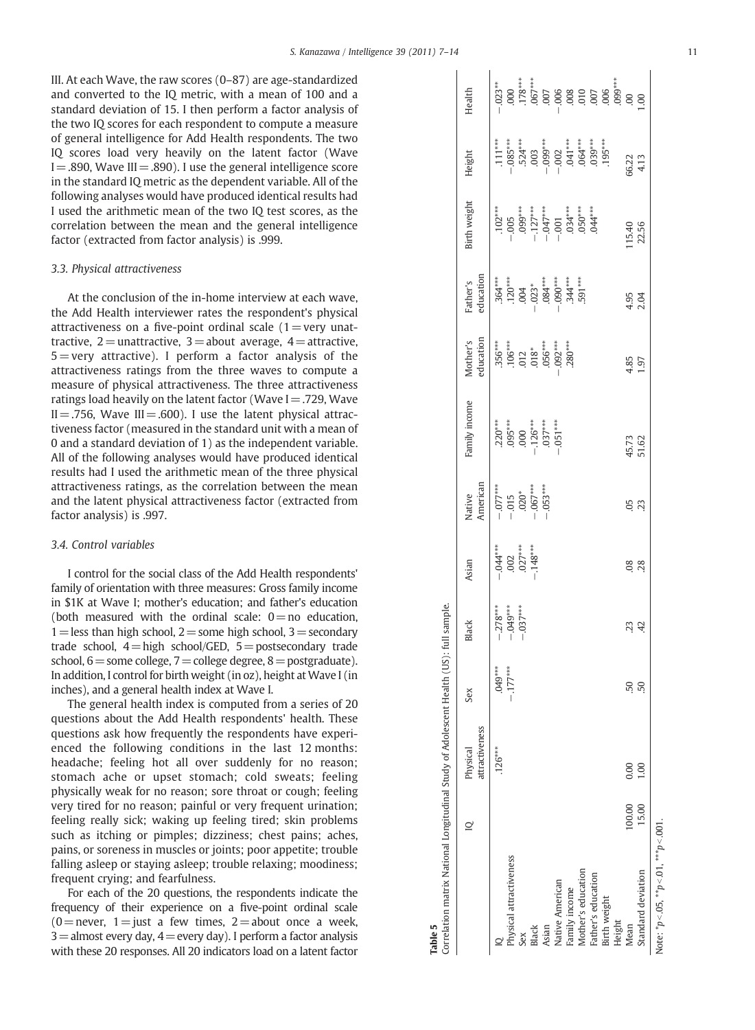III. At each Wave, the raw scores (0–87) are age-standardized and converted to the IQ metric, with a mean of 100 and a standard deviation of 15. I then perform a factor analysis of the two IQ scores for each respondent to compute a measure of general intelligence for Add Health respondents. The two IQ scores load very heavily on the latent factor (Wave I = .890, Wave III = .890). I use the general intelligence score in the standard IQ metric as the dependent variable. All of the following analyses would have produced identical results had I used the arithmetic mean of the two IQ test scores, as the correlation between the mean and the general intelligence factor (extracted from factor analysis) is .999.

### 3.3. Physical attractiveness

At the conclusion of the in-home interview at each wave, the Add Health interviewer rates the respondent's physical attractiveness on a five-point ordinal scale (1 = very unattractive, 2 = unattractive, 3 = about average, 4 = attractive, 5 = very attractive). I perform a factor analysis of the attractiveness ratings from the three waves to compute a measure of physical attractiveness. The three attractiveness ratings load heavily on the latent factor (Wave I = .729, Wave II = .756, Wave III = .600). I use the latent physical attractiveness factor (measured in the standard unit with a mean of 0 and a standard deviation of 1) as the independent variable. All of the following analyses would have produced identical results had I used the arithmetic mean of the three physical attractiveness ratings, as the correlation between the mean and the latent physical attractiveness factor (extracted from factor analysis) is .997.

### 3.4. Control variables

I control for the social class of the Add Health respondents' family of orientation with three measures: Gross family income in $1K at Wave I; mother's education; and father's education (both measured with the ordinal scale: 0 = no education, 1 = less than high school, 2 = some high school, 3 = secondary trade school, 4 = high school/GED, 5 = postsecondary trade school, 6 = some college, 7 = college degree, 8 = postgraduate). In addition, I control for birth weight (in oz), height at Wave I (in inches), and a general health index at Wave I.

The general health index is computed from a series of 20 questions about the Add Health respondents' health. These questions ask how frequently the respondents have experienced the following conditions in the last 12 months: headache; feeling hot all over suddenly for no reason; stomach ache or upset stomach; cold sweats; feeling physically weak for no reason; sore throat or cough; feeling very tired for no reason; painful or very frequent urination; feeling really sick; waking up feeling tired; skin problems such as itching or pimples; dizziness; chest pains; aches, pains, or soreness in muscles or joints; poor appetite; trouble falling asleep or staying asleep; trouble relaxing; moodiness; frequent crying; and fearfulness.

For each of the 20 questions, the respondents indicate the frequency of their experience on a five-point ordinal scale (0 = never, 1 = just a few times, 2 = about once a week, 3 = almost every day, 4 = every day). I perform a factor analysis with these 20 responses. All 20 indicators load on a latent factor

**Table 5**
Correlation matrix National Longitudinal Study of Adolescent Health (US): full sample.

| | IQ | Physical attractiveness | Sex | Black | Asian | Native American | Family income | Mother's education | Father's education | Birth weight | Height | Health |
|---|---|---|---|---|---|---|---|---|---|---|---|---|
| IQ | | .126*** | .049*** | −.278*** | −.044*** | −.077*** | .220*** | .356*** | .364*** | .102*** | .111*** | −.023** |
| Physical attractiveness | | | −.177*** | −.049*** | .002 | −.015 | .095*** | .106*** | .120*** | −.005 | −.085*** | .000 |
| Sex | | | | −.037*** | .027*** | .020* | .000 | .012 | .004 | .099*** | .524*** | .178*** |
| Black | | | | | −.148*** | −.067*** | −.126*** | .018* | −.023* | −.127*** | .003 | .067*** |
| Asian | | | | | | −.053*** | .037*** | .056*** | .084*** | −.047*** | −.099*** | .007 |
| Native American | | | | | | | −.051*** | −.092*** | −.090*** | −.001 | −.002 | −.006 |
| Family income | | | | | | | | .280*** | .344*** | .034*** | .041*** | .008 |
| Mother's education | | | | | | | | | .591*** | .050*** | .064*** | .010 |
| Father's education | | | | | | | | | | .044*** | .039*** | .007 |
| Birth weight | | | | | | | | | | | .195*** | .006 |
| Height | | | | | | | | | | | | .099*** |
| Mean | 100.00 | 0.00 | .50 | .23 | .08 | .05 | 45.73 | 4.85 | 4.95 | 115.40 | 66.22 | .00 |
| Standard deviation | 15.00 | 1.00 | .50 | .42 | .28 | .23 | 51.62 | 1.97 | 2.04 | 22.56 | 4.13 | 1.00 |

Note: * $p<.05$, ** $p<.01$, *** $p<.001$.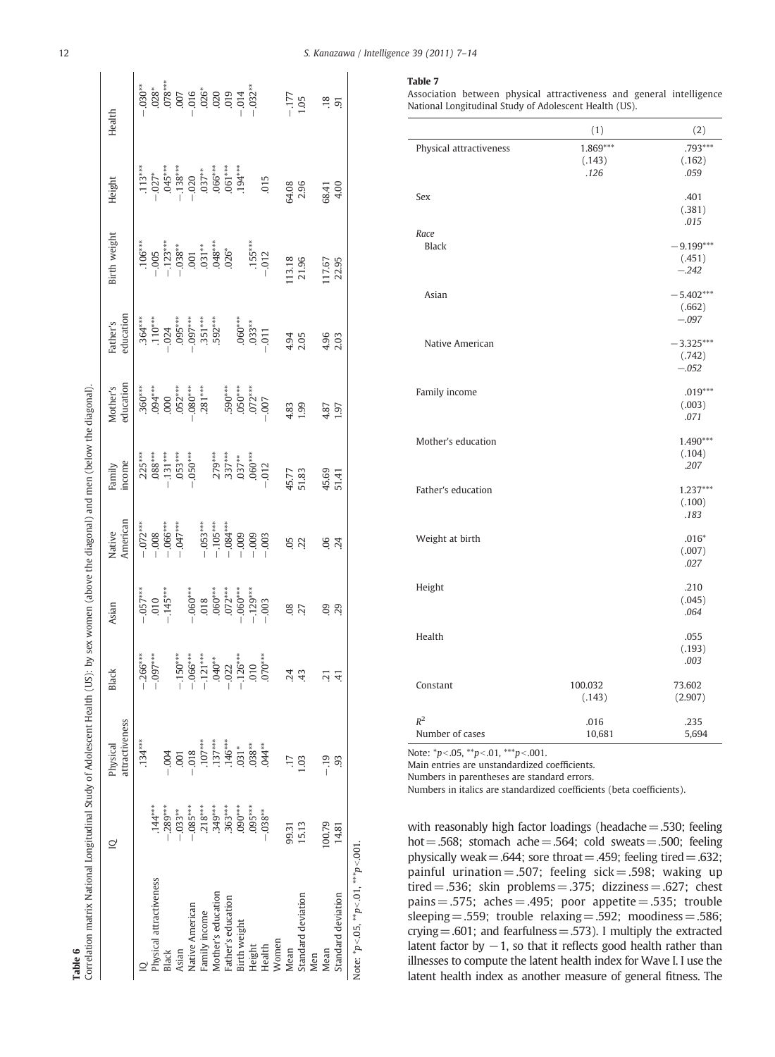**Table 6**
Correlation matrix National Longitudinal Study of Adolescent Health (US): by sex women (above the diagonal) and men (below the diagonal).

| | IQ | Physical attractiveness | Black | Asian | Native American | Family income | Mother's education | Father's education | Birth weight | Height | Health |
|---|---|---|---|---|---|---|---|---|---|---|---|
| IQ | | .134*** | −.266*** | −.057*** | −.072*** | .225*** | .360*** | .364*** | .106*** | .113*** | −.030** |
| Physical attractiveness | .144*** | | −.097*** | .010 | −.008 | .088*** | .094*** | .110*** | −.005 | −.027* | .028* |
| Black | −.289*** | −.004 | | −.145*** | −.066*** | −.131*** | .000 | −.024 | −.123*** | .045*** | .078*** |
| Asian | −.033** | .001 | −.150*** | | −.047*** | .053*** | .052*** | .095*** | −.038** | −.138*** | .007 |
| Native American | −.085*** | −.018 | −.066*** | −.060*** | | −.050*** | −.080*** | −.097*** | .001 | −.020 | −.016 |
| Family income | .218*** | .107*** | −.121*** | .018 | −.053*** | | .281*** | .351*** | .031** | .037** | .026* |
| Mother's education | .349*** | .137*** | .040** | .060*** | −.105*** | .279*** | | .592*** | .048*** | .066*** | .020 |
| Father's education | .363*** | .146*** | −.022 | .072*** | −.084*** | .337*** | .590*** | | .026* | .061*** | .019 |
| Birth weight | .090*** | .031* | −.126*** | −.060*** | −.009 | .037** | .050*** | .060*** | | .194*** | −.014 |
| Height | .095*** | .038** | .010 | −.129*** | −.009 | .060*** | .072*** | .033** | .155*** | | −.032** |
| Health | −.038** | .044** | .070*** | −.003 | −.003 | −.012 | −.007 | −.011 | −.012 | .015 | |
| Women | | | | | | | | | | | |
| Mean | 99.31 | .17 | .24 | .08 | .05 | 45.77 | 4.83 | 4.94 | 113.18 | 64.08 | −.177 |
| Standard deviation | 15.13 | 1.03 | .43 | .27 | .22 | 51.83 | 1.99 | 2.05 | 21.96 | 2.96 | 1.05 |
| Men | | | | | | | | | | | |
| Mean | 100.79 | −.19 | .21 | .09 | .06 | 45.69 | 4.87 | 4.96 | 117.67 | 68.41 | .18 |
| Standard deviation | 14.81 | .93 | .41 | .29 | .24 | 51.41 | 1.97 | 2.03 | 22.95 | 4.00 | .91 |

Note: *$p<.05$, **$p<.01$, ***$p<.001$.

**Table 7**
Association between physical attractiveness and general intelligence National Longitudinal Study of Adolescent Health (US).

| | (1) | (2) |
|---|---|---|
| Physical attractiveness | 1.869*** (.143) *.126* | .793*** (.162) *.059* |
| Sex | | .401 (.381) *.015* |
| *Race* | | |
| Black | | −9.199*** (.451) *−.242* |
| Asian | | −5.402*** (.662) *−.097* |
| Native American | | −3.325*** (.742) *−.052* |
| Family income | | .019*** (.003) *.071* |
| Mother's education | | 1.490*** (.104) *.207* |
| Father's education | | 1.237*** (.100) *.183* |
| Weight at birth | | .016* (.007) *.027* |
| Height | | .210 (.045) *.064* |
| Health | | .055 (.193) *.003* |
| Constant | 100.032 (.143) | 73.602 (2.907) |
| $R^2$ | .016 | .235 |
| Number of cases | 10,681 | 5,694 |

Note: *$p<.05$, **$p<.01$, ***$p<.001$.
Main entries are unstandardized coefficients.
Numbers in parentheses are standard errors.
Numbers in italics are standardized coefficients (beta coefficients).

with reasonably high factor loadings (headache = .530; feeling hot = .568; stomach ache = .564; cold sweats = .500; feeling physically weak = .644; sore throat = .459; feeling tired = .632; painful urination = .507; feeling sick = .598; waking up tired = .536; skin problems = .375; dizziness = .627; chest pains = .575; aches = .495; poor appetite = .535; trouble sleeping = .559; trouble relaxing = .592; moodiness = .586; crying = .601; and fearfulness = .573). I multiply the extracted latent factor by −1, so that it reflects good health rather than illnesses to compute the latent health index for Wave I. I use the latent health index as another measure of general fitness. The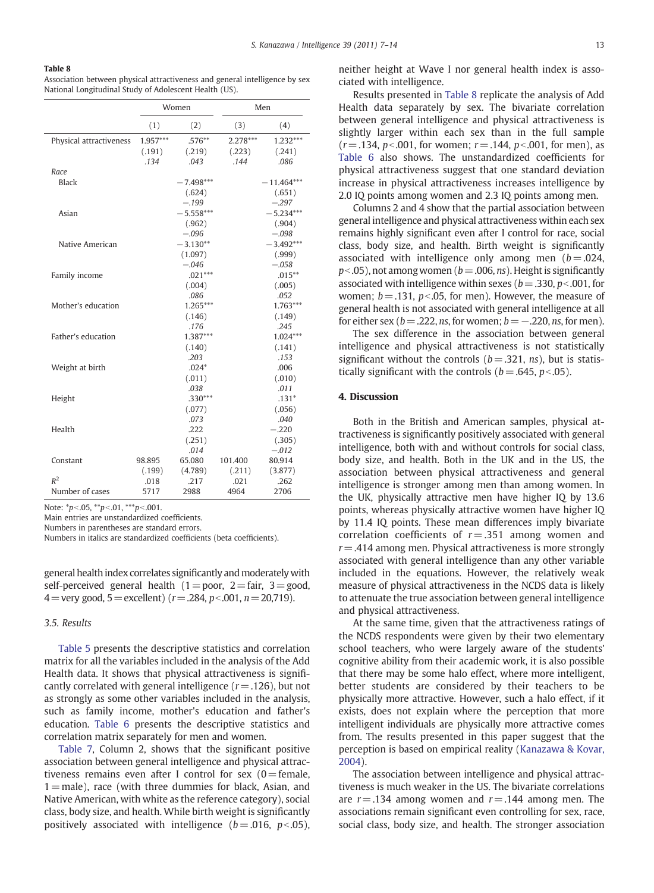**Table 8**
Association between physical attractiveness and general intelligence by sex
National Longitudinal Study of Adolescent Health (US).

| | Women | | Men | |
|---|---|---|---|---|
| | (1) | (2) | (3) | (4) |
| Physical attractiveness | 1.957*** | .576** | 2.278*** | 1.232*** |
| | (.191) | (.219) | (.223) | (.241) |
| | *.134* | *.043* | *.144* | *.086* |
| *Race* | | | | |
| Black | | −7.498*** | | −11.464*** |
| | | (.624) | | (.651) |
| | | *−.199* | | *−.297* |
| Asian | | −5.558*** | | −5.234*** |
| | | (.962) | | (.904) |
| | | *−.096* | | *−.098* |
| Native American | | −3.130** | | −3.492*** |
| | | (1.097) | | (.999) |
| | | *−.046* | | *−.058* |
| Family income | | .021*** | | .015** |
| | | (.004) | | (.005) |
| | | *.086* | | *.052* |
| Mother's education | | 1.265*** | | 1.763*** |
| | | (.146) | | (.149) |
| | | *.176* | | *.245* |
| Father's education | | 1.387*** | | 1.024*** |
| | | (.140) | | (.141) |
| | | *.203* | | *.153* |
| Weight at birth | | .024* | | .006 |
| | | (.011) | | (.010) |
| | | *.038* | | *.011* |
| Height | | .330*** | | .131* |
| | | (.077) | | (.056) |
| | | *.073* | | *.040* |
| Health | | .222 | | −.220 |
| | | (.251) | | (.305) |
| | | *.014* | | *−.012* |
| Constant | 98.895 | 65.080 | 101.400 | 80.914 |
| | (.199) | (4.789) | (.211) | (3.877) |
| $R^2$ | .018 | .217 | .021 | .262 |
| Number of cases | 5717 | 2988 | 4964 | 2706 |

Note: *$p<.05$, **$p<.01$, ***$p<.001$.
Main entries are unstandardized coefficients.
Numbers in parentheses are standard errors.
Numbers in italics are standardized coefficients (beta coefficients).

general health index correlates significantly and moderately with self-perceived general health (1 = poor, 2 = fair, 3 = good, 4 = very good, 5 = excellent) ($r = .284$, $p < .001$, $n = 20{,}719$).

### 3.5. Results

Table 5 presents the descriptive statistics and correlation matrix for all the variables included in the analysis of the Add Health data. It shows that physical attractiveness is significantly correlated with general intelligence ($r = .126$), but not as strongly as some other variables included in the analysis, such as family income, mother's education and father's education. Table 6 presents the descriptive statistics and correlation matrix separately for men and women.

Table 7, Column 2, shows that the significant positive association between general intelligence and physical attractiveness remains even after I control for sex (0 = female, 1 = male), race (with three dummies for black, Asian, and Native American, with white as the reference category), social class, body size, and health. While birth weight is significantly positively associated with intelligence ($b = .016$, $p < .05$), neither height at Wave I nor general health index is associated with intelligence.

Results presented in Table 8 replicate the analysis of Add Health data separately by sex. The bivariate correlation between general intelligence and physical attractiveness is slightly larger within each sex than in the full sample ($r = .134$, $p < .001$, for women; $r = .144$, $p < .001$, for men), as Table 6 also shows. The unstandardized coefficients for physical attractiveness suggest that one standard deviation increase in physical attractiveness increases intelligence by 2.0 IQ points among women and 2.3 IQ points among men.

Columns 2 and 4 show that the partial association between general intelligence and physical attractiveness within each sex remains highly significant even after I control for race, social class, body size, and health. Birth weight is significantly associated with intelligence only among men ($b = .024$, $p < .05$), not among women ($b = .006$, *ns*). Height is significantly associated with intelligence within sexes ($b = .330$, $p < .001$, for women; $b = .131$, $p < .05$, for men). However, the measure of general health is not associated with general intelligence at all for either sex ($b = .222$, *ns*, for women; $b = -.220$, *ns*, for men).

The sex difference in the association between general intelligence and physical attractiveness is not statistically significant without the controls ($b = .321$, *ns*), but is statistically significant with the controls ($b = .645$, $p < .05$).

## 4. Discussion

Both in the British and American samples, physical attractiveness is significantly positively associated with general intelligence, both with and without controls for social class, body size, and health. Both in the UK and in the US, the association between physical attractiveness and general intelligence is stronger among men than among women. In the UK, physically attractive men have higher IQ by 13.6 points, whereas physically attractive women have higher IQ by 11.4 IQ points. These mean differences imply bivariate correlation coefficients of $r = .351$ among women and $r = .414$ among men. Physical attractiveness is more strongly associated with general intelligence than any other variable included in the equations. However, the relatively weak measure of physical attractiveness in the NCDS data is likely to attenuate the true association between general intelligence and physical attractiveness.

At the same time, given that the attractiveness ratings of the NCDS respondents were given by their two elementary school teachers, who were largely aware of the students' cognitive ability from their academic work, it is also possible that there may be some halo effect, where more intelligent, better students are considered by their teachers to be physically more attractive. However, such a halo effect, if it exists, does not explain where the perception that more intelligent individuals are physically more attractive comes from. The results presented in this paper suggest that the perception is based on empirical reality (Kanazawa & Kovar, 2004).

The association between intelligence and physical attractiveness is much weaker in the US. The bivariate correlations are $r = .134$ among women and $r = .144$ among men. The associations remain significant even controlling for sex, race, social class, body size, and health. The stronger association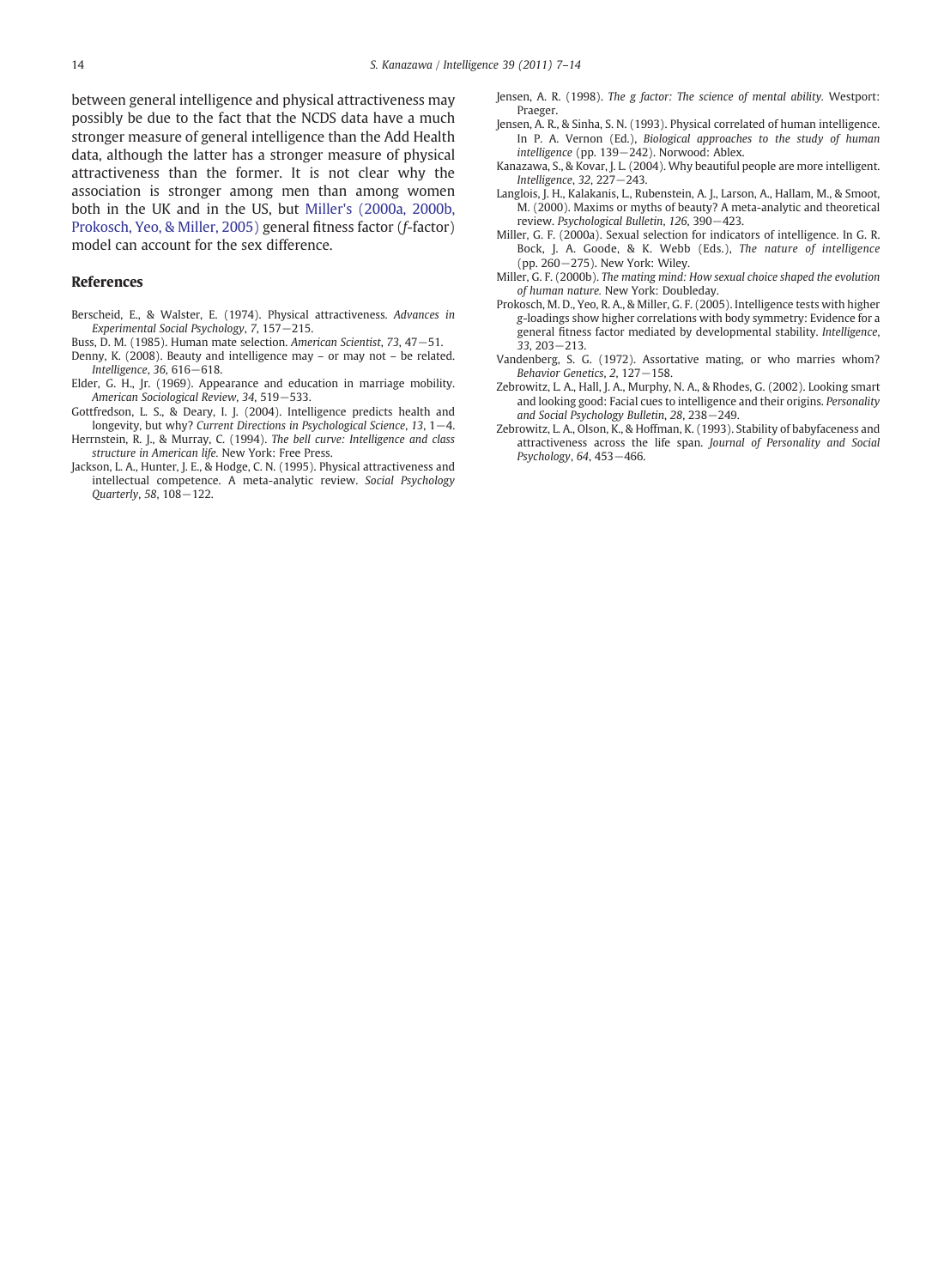between general intelligence and physical attractiveness may possibly be due to the fact that the NCDS data have a much stronger measure of general intelligence than the Add Health data, although the latter has a stronger measure of physical attractiveness than the former. It is not clear why the association is stronger among men than among women both in the UK and in the US, but Miller's (2000a, 2000b, Prokosch, Yeo, & Miller, 2005) general fitness factor (*f*-factor) model can account for the sex difference.

## References

Berscheid, E., & Walster, E. (1974). Physical attractiveness. *Advances in Experimental Social Psychology*, *7*, 157−215.

Buss, D. M. (1985). Human mate selection. *American Scientist*, *73*, 47−51.

Denny, K. (2008). Beauty and intelligence may – or may not – be related. *Intelligence*, *36*, 616−618.

Elder, G. H., Jr. (1969). Appearance and education in marriage mobility. *American Sociological Review*, *34*, 519−533.

Gottfredson, L. S., & Deary, I. J. (2004). Intelligence predicts health and longevity, but why? *Current Directions in Psychological Science*, *13*, 1−4.

Herrnstein, R. J., & Murray, C. (1994). *The bell curve: Intelligence and class structure in American life.* New York: Free Press.

Jackson, L. A., Hunter, J. E., & Hodge, C. N. (1995). Physical attractiveness and intellectual competence. A meta-analytic review. *Social Psychology Quarterly*, *58*, 108−122.

Jensen, A. R. (1998). *The g factor: The science of mental ability.* Westport: Praeger.

Jensen, A. R., & Sinha, S. N. (1993). Physical correlated of human intelligence. In P. A. Vernon (Ed.), *Biological approaches to the study of human intelligence* (pp. 139−242). Norwood: Ablex.

Kanazawa, S., & Kovar, J. L. (2004). Why beautiful people are more intelligent. *Intelligence*, *32*, 227−243.

Langlois, J. H., Kalakanis, L., Rubenstein, A. J., Larson, A., Hallam, M., & Smoot, M. (2000). Maxims or myths of beauty? A meta-analytic and theoretical review. *Psychological Bulletin*, *126*, 390−423.

Miller, G. F. (2000a). Sexual selection for indicators of intelligence. In G. R. Bock, J. A. Goode, & K. Webb (Eds.), *The nature of intelligence* (pp. 260−275). New York: Wiley.

Miller, G. F. (2000b). *The mating mind: How sexual choice shaped the evolution of human nature.* New York: Doubleday.

Prokosch, M. D., Yeo, R. A., & Miller, G. F. (2005). Intelligence tests with higher *g*-loadings show higher correlations with body symmetry: Evidence for a general fitness factor mediated by developmental stability. *Intelligence*, *33*, 203−213.

Vandenberg, S. G. (1972). Assortative mating, or who marries whom? *Behavior Genetics*, *2*, 127−158.

Zebrowitz, L. A., Hall, J. A., Murphy, N. A., & Rhodes, G. (2002). Looking smart and looking good: Facial cues to intelligence and their origins. *Personality and Social Psychology Bulletin*, *28*, 238−249.

Zebrowitz, L. A., Olson, K., & Hoffman, K. (1993). Stability of babyfaceness and attractiveness across the life span. *Journal of Personality and Social Psychology*, *64*, 453−466.